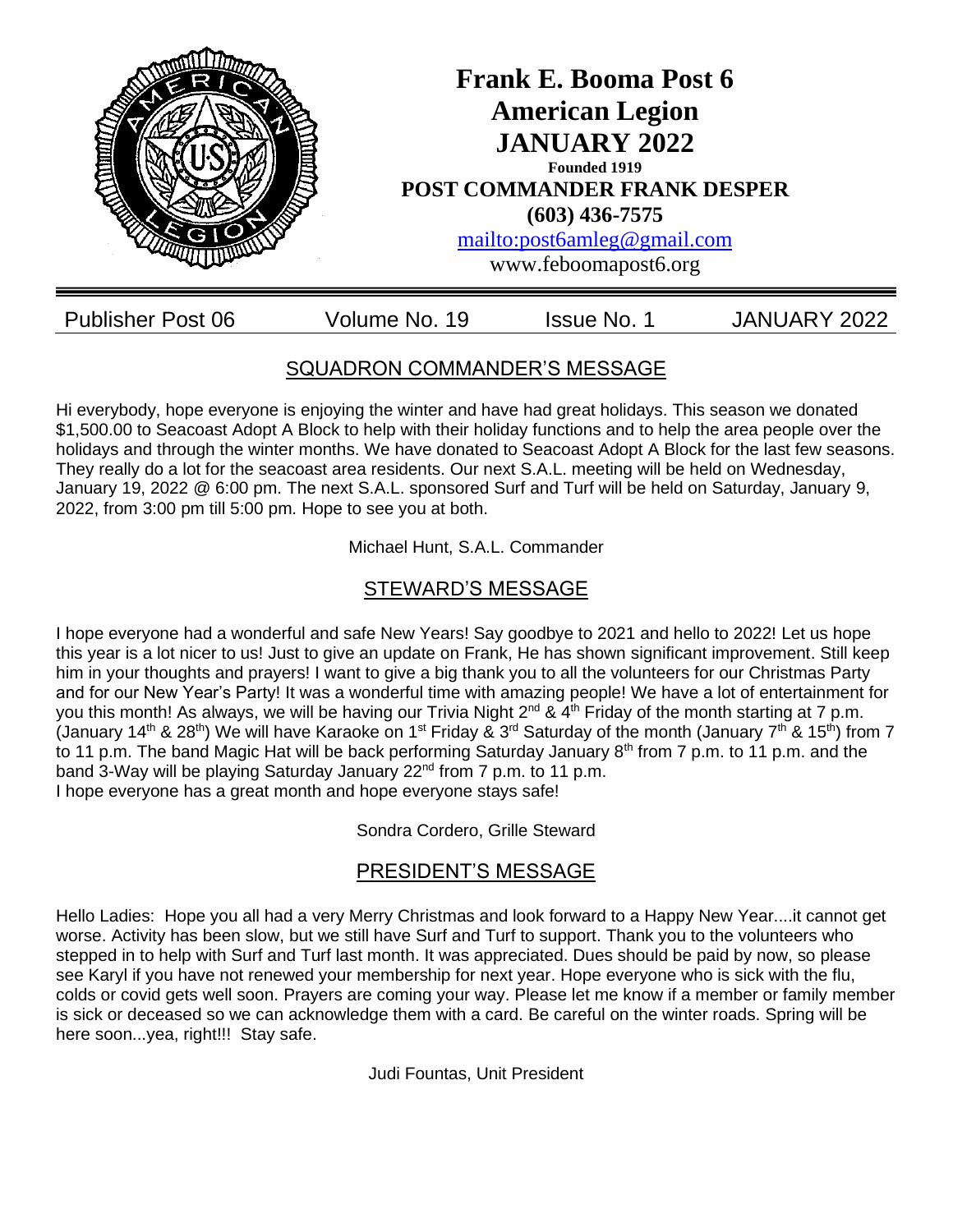# Frank E. Booma Post 6
# American Legion
# JANUARY 2022

**Founded 1919**

**POST COMMANDER FRANK DESPER**

**(603) 436-7575**

mailto:post6amleg@gmail.com

www.feboomapost6.org

Publisher Post 06 | Volume No. 19 | Issue No. 1 | JANUARY 2022

## SQUADRON COMMANDER'S MESSAGE

Hi everybody, hope everyone is enjoying the winter and have had great holidays. This season we donated $1,500.00 to Seacoast Adopt A Block to help with their holiday functions and to help the area people over the holidays and through the winter months. We have donated to Seacoast Adopt A Block for the last few seasons. They really do a lot for the seacoast area residents. Our next S.A.L. meeting will be held on Wednesday, January 19, 2022 @ 6:00 pm. The next S.A.L. sponsored Surf and Turf will be held on Saturday, January 9, 2022, from 3:00 pm till 5:00 pm. Hope to see you at both.

Michael Hunt, S.A.L. Commander

## STEWARD'S MESSAGE

I hope everyone had a wonderful and safe New Years! Say goodbye to 2021 and hello to 2022! Let us hope this year is a lot nicer to us! Just to give an update on Frank, He has shown significant improvement. Still keep him in your thoughts and prayers! I want to give a big thank you to all the volunteers for our Christmas Party and for our New Year's Party! It was a wonderful time with amazing people! We have a lot of entertainment for you this month! As always, we will be having our Trivia Night 2nd & 4th Friday of the month starting at 7 p.m. (January 14th & 28th) We will have Karaoke on 1st Friday & 3rd Saturday of the month (January 7th & 15th) from 7 to 11 p.m. The band Magic Hat will be back performing Saturday January 8th from 7 p.m. to 11 p.m. and the band 3-Way will be playing Saturday January 22nd from 7 p.m. to 11 p.m.
I hope everyone has a great month and hope everyone stays safe!

Sondra Cordero, Grille Steward

## PRESIDENT'S MESSAGE

Hello Ladies: Hope you all had a very Merry Christmas and look forward to a Happy New Year....it cannot get worse. Activity has been slow, but we still have Surf and Turf to support. Thank you to the volunteers who stepped in to help with Surf and Turf last month. It was appreciated. Dues should be paid by now, so please see Karyl if you have not renewed your membership for next year. Hope everyone who is sick with the flu, colds or covid gets well soon. Prayers are coming your way. Please let me know if a member or family member is sick or deceased so we can acknowledge them with a card. Be careful on the winter roads. Spring will be here soon...yea, right!!! Stay safe.

Judi Fountas, Unit President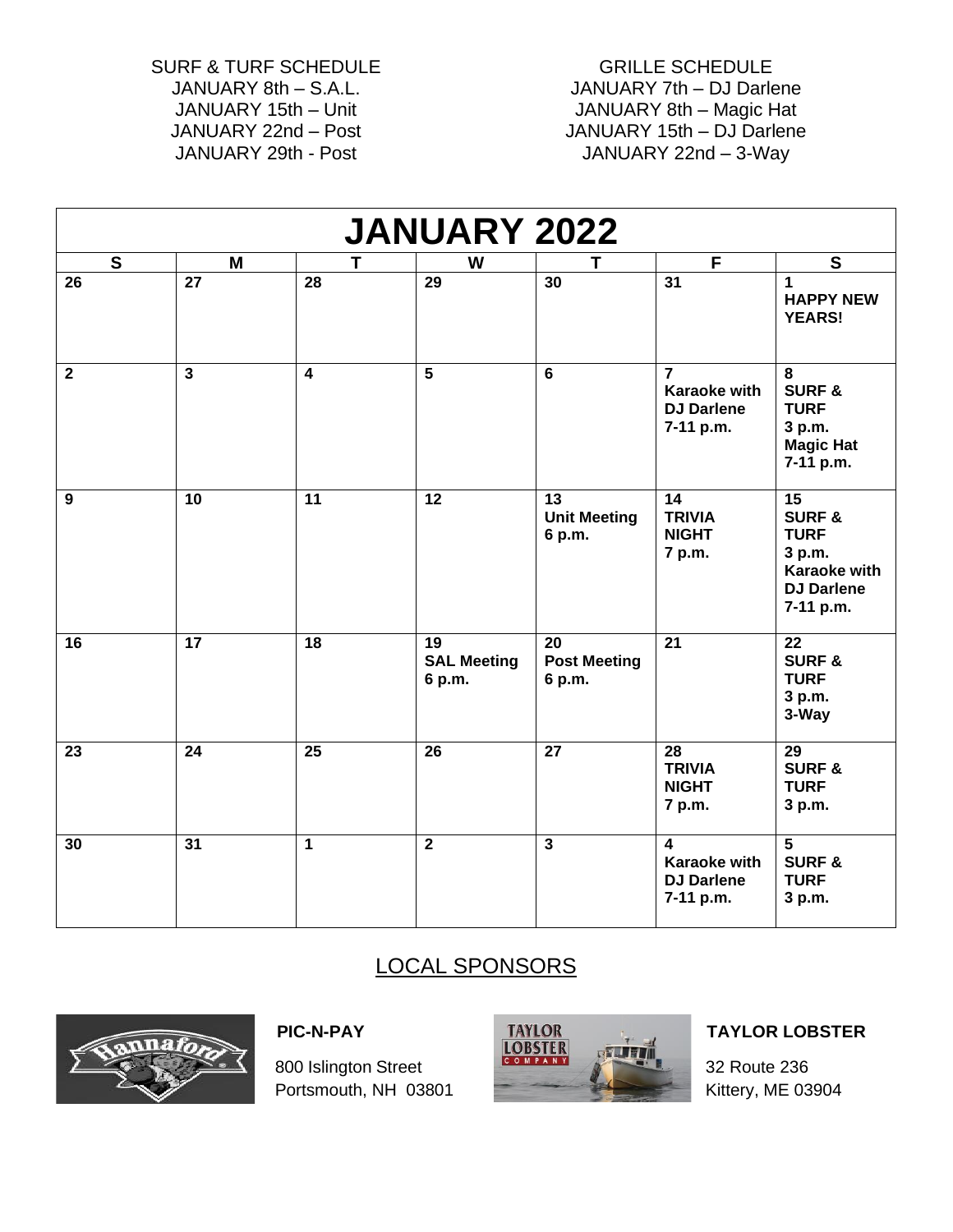SURF & TURF SCHEDULE
JANUARY 8th – S.A.L.
JANUARY 15th – Unit
JANUARY 22nd – Post
JANUARY 29th - Post

GRILLE SCHEDULE
JANUARY 7th – DJ Darlene
JANUARY 8th – Magic Hat
JANUARY 15th – DJ Darlene
JANUARY 22nd – 3-Way

# JANUARY 2022

| S | M | T | W | T | F | S |
|---|---|---|---|---|---|---|
| **26** | **27** | **28** | **29** | **30** | **31** | **1** **HAPPY NEW YEARS!** |
| **2** | **3** | **4** | **5** | **6** | **7** **Karaoke with DJ Darlene 7-11 p.m.** | **8** **SURF & TURF 3 p.m. Magic Hat 7-11 p.m.** |
| **9** | **10** | **11** | **12** | **13** **Unit Meeting 6 p.m.** | **14** **TRIVIA NIGHT 7 p.m.** | **15** **SURF & TURF 3 p.m. Karaoke with DJ Darlene 7-11 p.m.** |
| **16** | **17** | **18** | **19** **SAL Meeting 6 p.m.** | **20** **Post Meeting 6 p.m.** | **21** | **22** **SURF & TURF 3 p.m. 3-Way** |
| **23** | **24** | **25** | **26** | **27** | **28** **TRIVIA NIGHT 7 p.m.** | **29** **SURF & TURF 3 p.m.** |
| **30** | **31** | **1** | **2** | **3** | **4** **Karaoke with DJ Darlene 7-11 p.m.** | **5** **SURF & TURF 3 p.m.** |

## LOCAL SPONSORS

**PIC-N-PAY**
800 Islington Street
Portsmouth, NH 03801

**TAYLOR LOBSTER**
32 Route 236
Kittery, ME 03904